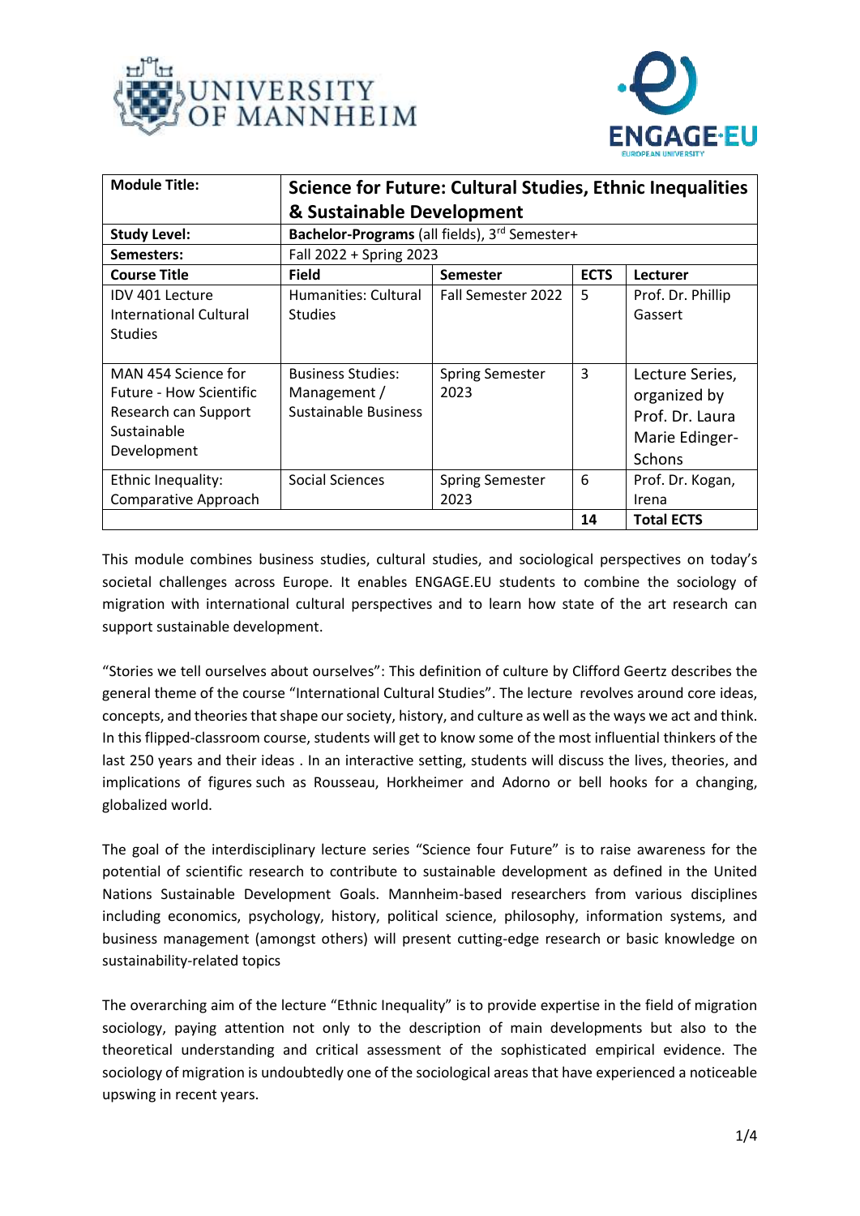| Module Title: | **Science for Future: Cultural Studies, Ethnic Inequalities & Sustainable Development** | | | |
|---|---|---|---|---|
| **Study Level:** | **Bachelor-Programs** (all fields), 3rd Semester+ | | | |
| **Semesters:** | Fall 2022 + Spring 2023 | | | |
| **Course Title** | **Field** | **Semester** | **ECTS** | **Lecturer** |
| IDV 401 Lecture International Cultural Studies | Humanities: Cultural Studies | Fall Semester 2022 | 5 | Prof. Dr. Phillip Gassert |
| MAN 454 Science for Future - How Scientific Research can Support Sustainable Development | Business Studies: Management / Sustainable Business | Spring Semester 2023 | 3 | Lecture Series, organized by Prof. Dr. Laura Marie Edinger-Schons |
| Ethnic Inequality: Comparative Approach | Social Sciences | Spring Semester 2023 | 6 | Prof. Dr. Kogan, Irena |
| | | | **14** | **Total ECTS** |

This module combines business studies, cultural studies, and sociological perspectives on today's societal challenges across Europe. It enables ENGAGE.EU students to combine the sociology of migration with international cultural perspectives and to learn how state of the art research can support sustainable development.

"Stories we tell ourselves about ourselves": This definition of culture by Clifford Geertz describes the general theme of the course "International Cultural Studies". The lecture revolves around core ideas, concepts, and theories that shape our society, history, and culture as well as the ways we act and think. In this flipped-classroom course, students will get to know some of the most influential thinkers of the last 250 years and their ideas . In an interactive setting, students will discuss the lives, theories, and implications of figures such as Rousseau, Horkheimer and Adorno or bell hooks for a changing, globalized world.

The goal of the interdisciplinary lecture series "Science four Future" is to raise awareness for the potential of scientific research to contribute to sustainable development as defined in the United Nations Sustainable Development Goals. Mannheim-based researchers from various disciplines including economics, psychology, history, political science, philosophy, information systems, and business management (amongst others) will present cutting-edge research or basic knowledge on sustainability-related topics

The overarching aim of the lecture "Ethnic Inequality" is to provide expertise in the field of migration sociology, paying attention not only to the description of main developments but also to the theoretical understanding and critical assessment of the sophisticated empirical evidence. The sociology of migration is undoubtedly one of the sociological areas that have experienced a noticeable upswing in recent years.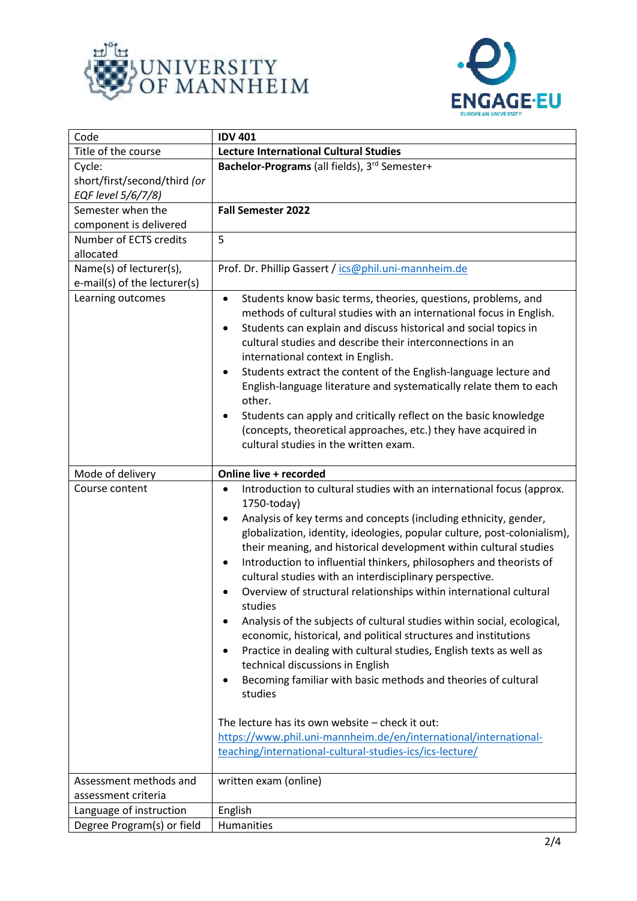| Code | **IDV 401** |
|---|---|
| Title of the course | **Lecture International Cultural Studies** |
| Cycle: short/first/second/third *(or EQF level 5/6/7/8)* | **Bachelor-Programs** (all fields), 3rd Semester+ |
| Semester when the component is delivered | **Fall Semester 2022** |
| Number of ECTS credits allocated | 5 |
| Name(s) of lecturer(s), e-mail(s) of the lecturer(s) | Prof. Dr. Phillip Gassert / ics@phil.uni-mannheim.de |
| Learning outcomes | • Students know basic terms, theories, questions, problems, and methods of cultural studies with an international focus in English.<br>• Students can explain and discuss historical and social topics in cultural studies and describe their interconnections in an international context in English.<br>• Students extract the content of the English-language lecture and English-language literature and systematically relate them to each other.<br>• Students can apply and critically reflect on the basic knowledge (concepts, theoretical approaches, etc.) they have acquired in cultural studies in the written exam. |
| Mode of delivery | **Online live + recorded** |
| Course content | • Introduction to cultural studies with an international focus (approx. 1750-today)<br>• Analysis of key terms and concepts (including ethnicity, gender, globalization, identity, ideologies, popular culture, post-colonialism), their meaning, and historical development within cultural studies<br>• Introduction to influential thinkers, philosophers and theorists of cultural studies with an interdisciplinary perspective.<br>• Overview of structural relationships within international cultural studies<br>• Analysis of the subjects of cultural studies within social, ecological, economic, historical, and political structures and institutions<br>• Practice in dealing with cultural studies, English texts as well as technical discussions in English<br>• Becoming familiar with basic methods and theories of cultural studies<br><br>The lecture has its own website – check it out: https://www.phil.uni-mannheim.de/en/international/international-teaching/international-cultural-studies-ics/ics-lecture/ |
| Assessment methods and assessment criteria | written exam (online) |
| Language of instruction | English |
| Degree Program(s) or field | Humanities |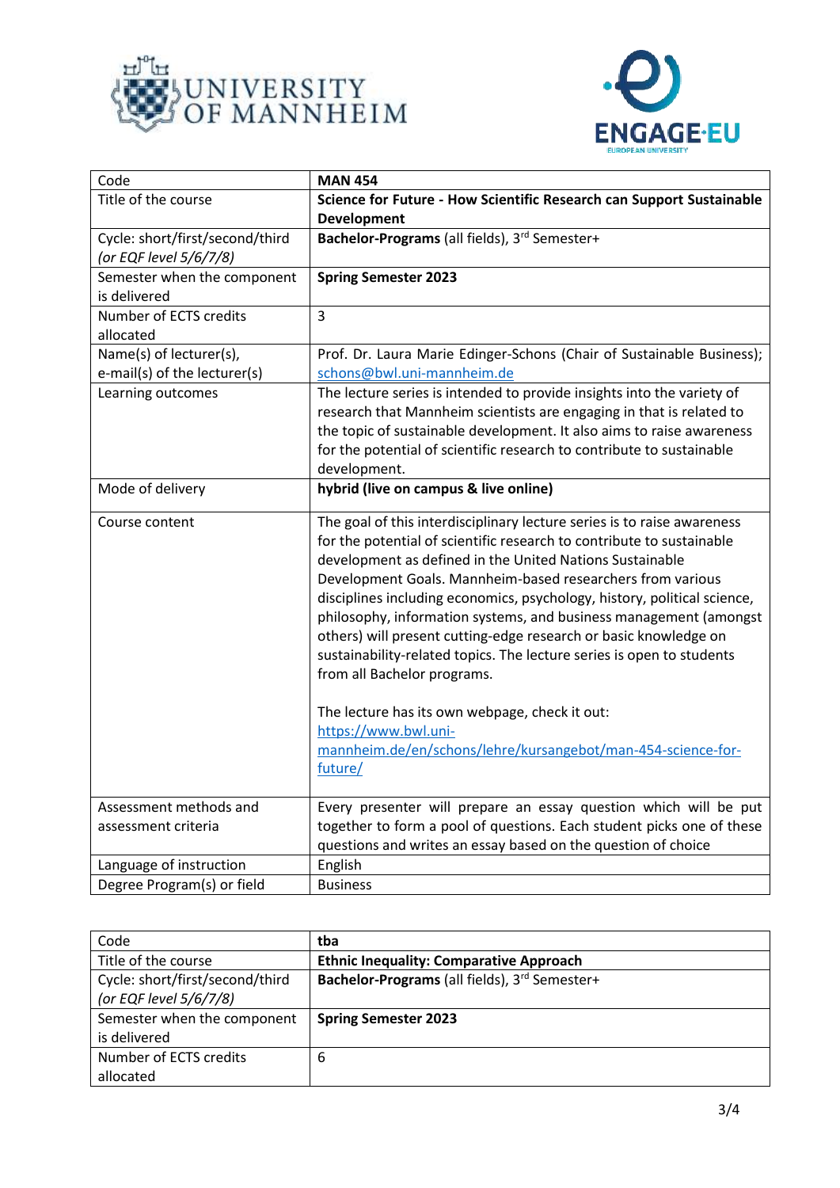| Code | **MAN 454** |
|---|---|
| Title of the course | **Science for Future - How Scientific Research can Support Sustainable Development** |
| Cycle: short/first/second/third *(or EQF level 5/6/7/8)* | **Bachelor-Programs** (all fields), 3rd Semester+ |
| Semester when the component is delivered | **Spring Semester 2023** |
| Number of ECTS credits allocated | 3 |
| Name(s) of lecturer(s), e-mail(s) of the lecturer(s) | Prof. Dr. Laura Marie Edinger-Schons (Chair of Sustainable Business); schons@bwl.uni-mannheim.de |
| Learning outcomes | The lecture series is intended to provide insights into the variety of research that Mannheim scientists are engaging in that is related to the topic of sustainable development. It also aims to raise awareness for the potential of scientific research to contribute to sustainable development. |
| Mode of delivery | **hybrid (live on campus & live online)** |
| Course content | The goal of this interdisciplinary lecture series is to raise awareness for the potential of scientific research to contribute to sustainable development as defined in the United Nations Sustainable Development Goals. Mannheim-based researchers from various disciplines including economics, psychology, history, political science, philosophy, information systems, and business management (amongst others) will present cutting-edge research or basic knowledge on sustainability-related topics. The lecture series is open to students from all Bachelor programs.<br><br>The lecture has its own webpage, check it out: https://www.bwl.uni-mannheim.de/en/schons/lehre/kursangebot/man-454-science-for-future/ |
| Assessment methods and assessment criteria | Every presenter will prepare an essay question which will be put together to form a pool of questions. Each student picks one of these questions and writes an essay based on the question of choice |
| Language of instruction | English |
| Degree Program(s) or field | Business |

| Code | **tba** |
|---|---|
| Title of the course | **Ethnic Inequality: Comparative Approach** |
| Cycle: short/first/second/third *(or EQF level 5/6/7/8)* | **Bachelor-Programs** (all fields), 3rd Semester+ |
| Semester when the component is delivered | **Spring Semester 2023** |
| Number of ECTS credits allocated | 6 |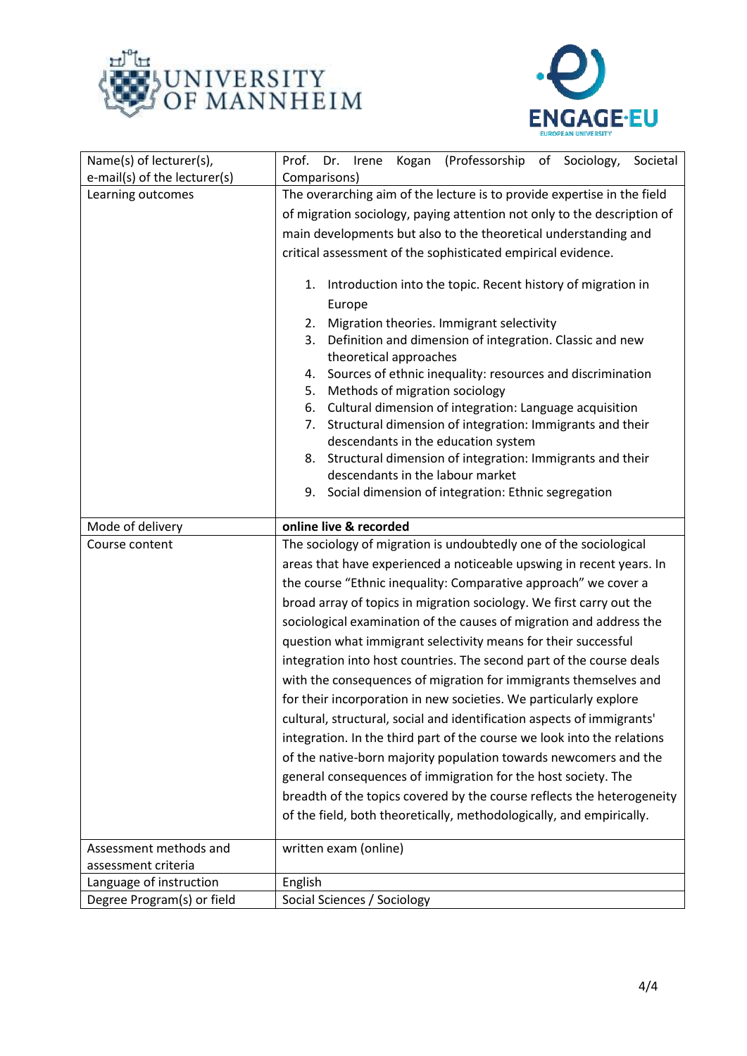| | |
|---|---|
| Name(s) of lecturer(s), e-mail(s) of the lecturer(s) | Prof. Dr. Irene Kogan (Professorship of Sociology, Societal Comparisons) |
| Learning outcomes | The overarching aim of the lecture is to provide expertise in the field of migration sociology, paying attention not only to the description of main developments but also to the theoretical understanding and critical assessment of the sophisticated empirical evidence.<br><br>1. Introduction into the topic. Recent history of migration in Europe<br>2. Migration theories. Immigrant selectivity<br>3. Definition and dimension of integration. Classic and new theoretical approaches<br>4. Sources of ethnic inequality: resources and discrimination<br>5. Methods of migration sociology<br>6. Cultural dimension of integration: Language acquisition<br>7. Structural dimension of integration: Immigrants and their descendants in the education system<br>8. Structural dimension of integration: Immigrants and their descendants in the labour market<br>9. Social dimension of integration: Ethnic segregation |
| Mode of delivery | **online live & recorded** |
| Course content | The sociology of migration is undoubtedly one of the sociological areas that have experienced a noticeable upswing in recent years. In the course "Ethnic inequality: Comparative approach" we cover a broad array of topics in migration sociology. We first carry out the sociological examination of the causes of migration and address the question what immigrant selectivity means for their successful integration into host countries. The second part of the course deals with the consequences of migration for immigrants themselves and for their incorporation in new societies. We particularly explore cultural, structural, social and identification aspects of immigrants' integration. In the third part of the course we look into the relations of the native-born majority population towards newcomers and the general consequences of immigration for the host society. The breadth of the topics covered by the course reflects the heterogeneity of the field, both theoretically, methodologically, and empirically. |
| Assessment methods and assessment criteria | written exam (online) |
| Language of instruction | English |
| Degree Program(s) or field | Social Sciences / Sociology |